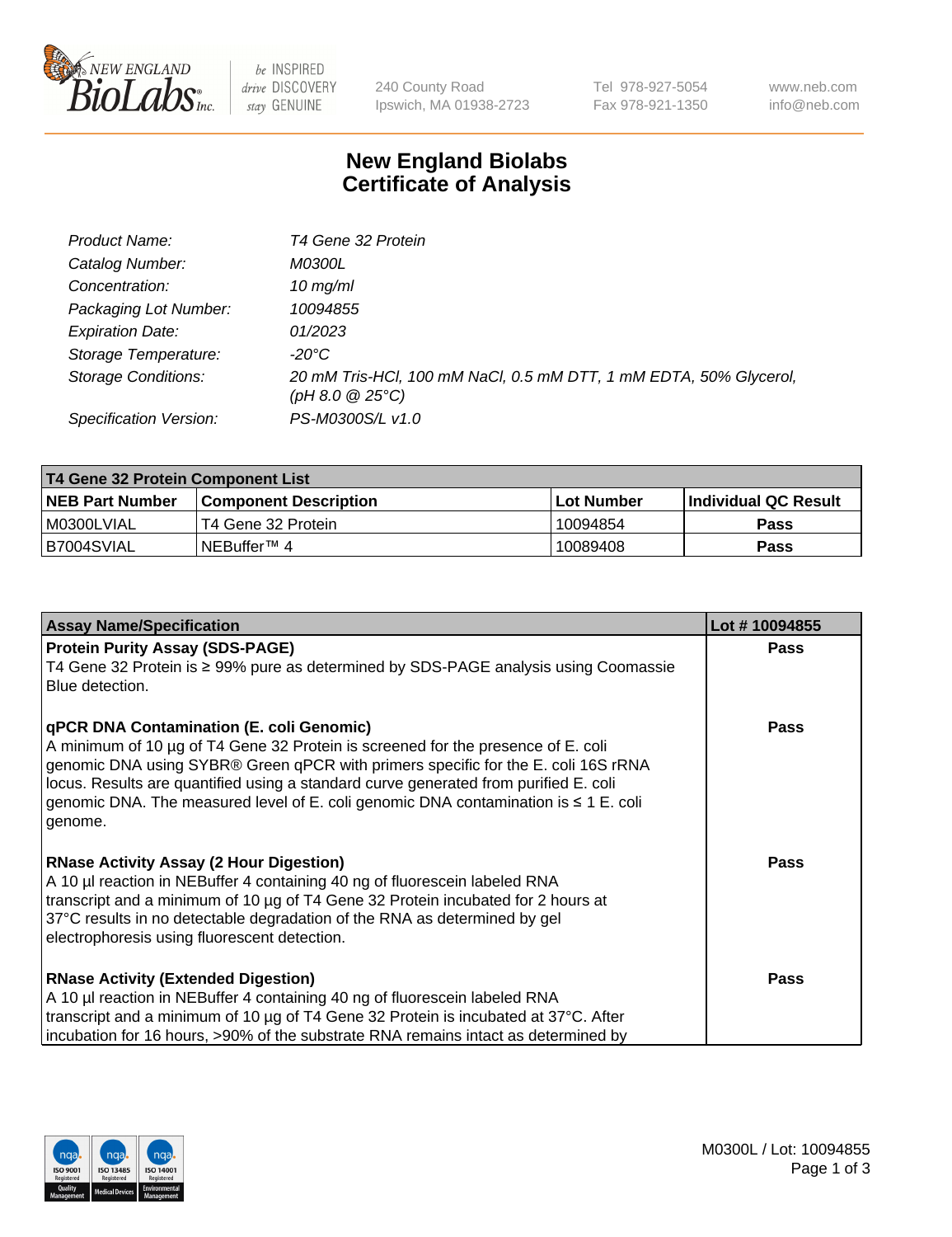# New England Biolabs Certificate of Analysis

| | |
|---|---|
| *Product Name:* | *T4 Gene 32 Protein* |
| *Catalog Number:* | *M0300L* |
| *Concentration:* | *10 mg/ml* |
| *Packaging Lot Number:* | *10094855* |
| *Expiration Date:* | *01/2023* |
| *Storage Temperature:* | *-20°C* |
| *Storage Conditions:* | *20 mM Tris-HCl, 100 mM NaCl, 0.5 mM DTT, 1 mM EDTA, 50% Glycerol, (pH 8.0 @ 25°C)* |
| *Specification Version:* | *PS-M0300S/L v1.0* |

| T4 Gene 32 Protein Component List | | | |
|---|---|---|---|
| **NEB Part Number** | **Component Description** | **Lot Number** | **Individual QC Result** |
| M0300LVIAL | T4 Gene 32 Protein | 10094854 | **Pass** |
| B7004SVIAL | NEBuffer™ 4 | 10089408 | **Pass** |

| Assay Name/Specification | Lot # 10094855 |
|---|---|
| **Protein Purity Assay (SDS-PAGE)** T4 Gene 32 Protein is ≥ 99% pure as determined by SDS-PAGE analysis using Coomassie Blue detection. | **Pass** |
| **qPCR DNA Contamination (E. coli Genomic)** A minimum of 10 µg of T4 Gene 32 Protein is screened for the presence of E. coli genomic DNA using SYBR® Green qPCR with primers specific for the E. coli 16S rRNA locus. Results are quantified using a standard curve generated from purified E. coli genomic DNA. The measured level of E. coli genomic DNA contamination is ≤ 1 E. coli genome. | **Pass** |
| **RNase Activity Assay (2 Hour Digestion)** A 10 µl reaction in NEBuffer 4 containing 40 ng of fluorescein labeled RNA transcript and a minimum of 10 µg of T4 Gene 32 Protein incubated for 2 hours at 37°C results in no detectable degradation of the RNA as determined by gel electrophoresis using fluorescent detection. | **Pass** |
| **RNase Activity (Extended Digestion)** A 10 µl reaction in NEBuffer 4 containing 40 ng of fluorescein labeled RNA transcript and a minimum of 10 µg of T4 Gene 32 Protein is incubated at 37°C. After incubation for 16 hours, >90% of the substrate RNA remains intact as determined by | **Pass** |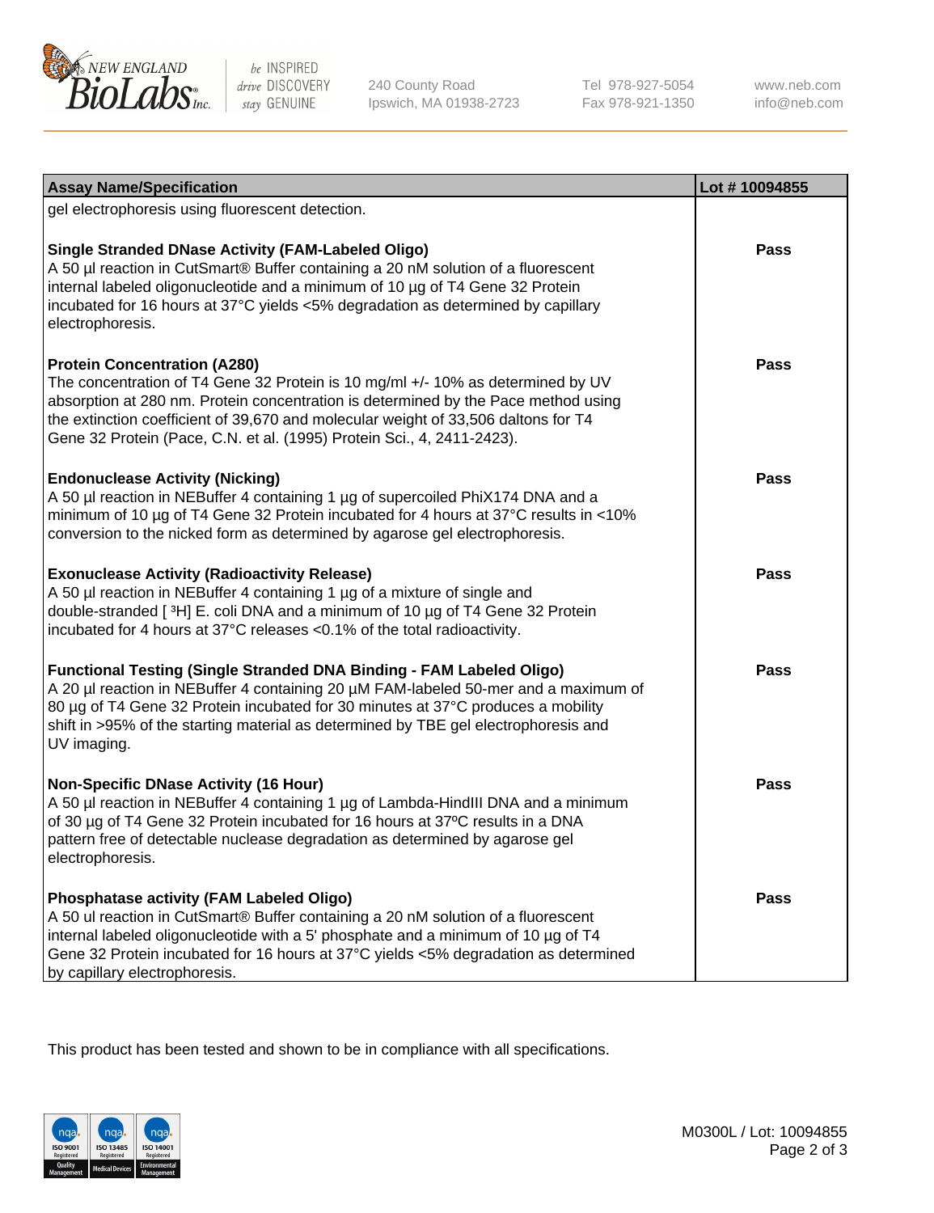| Assay Name/Specification | Lot # 10094855 |
| --- | --- |
| gel electrophoresis using fluorescent detection. | |
| **Single Stranded DNase Activity (FAM-Labeled Oligo)**<br>A 50 µl reaction in CutSmart® Buffer containing a 20 nM solution of a fluorescent internal labeled oligonucleotide and a minimum of 10 µg of T4 Gene 32 Protein incubated for 16 hours at 37°C yields <5% degradation as determined by capillary electrophoresis. | **Pass** |
| **Protein Concentration (A280)**<br>The concentration of T4 Gene 32 Protein is 10 mg/ml +/- 10% as determined by UV absorption at 280 nm. Protein concentration is determined by the Pace method using the extinction coefficient of 39,670 and molecular weight of 33,506 daltons for T4 Gene 32 Protein (Pace, C.N. et al. (1995) Protein Sci., 4, 2411-2423). | **Pass** |
| **Endonuclease Activity (Nicking)**<br>A 50 µl reaction in NEBuffer 4 containing 1 µg of supercoiled PhiX174 DNA and a minimum of 10 µg of T4 Gene 32 Protein incubated for 4 hours at 37°C results in <10% conversion to the nicked form as determined by agarose gel electrophoresis. | **Pass** |
| **Exonuclease Activity (Radioactivity Release)**<br>A 50 µl reaction in NEBuffer 4 containing 1 µg of a mixture of single and double-stranded [ $^3$H] E. coli DNA and a minimum of 10 µg of T4 Gene 32 Protein incubated for 4 hours at 37°C releases <0.1% of the total radioactivity. | **Pass** |
| **Functional Testing (Single Stranded DNA Binding - FAM Labeled Oligo)**<br>A 20 µl reaction in NEBuffer 4 containing 20 µM FAM-labeled 50-mer and a maximum of 80 µg of T4 Gene 32 Protein incubated for 30 minutes at 37°C produces a mobility shift in >95% of the starting material as determined by TBE gel electrophoresis and UV imaging. | **Pass** |
| **Non-Specific DNase Activity (16 Hour)**<br>A 50 µl reaction in NEBuffer 4 containing 1 µg of Lambda-HindIII DNA and a minimum of 30 µg of T4 Gene 32 Protein incubated for 16 hours at 37ºC results in a DNA pattern free of detectable nuclease degradation as determined by agarose gel electrophoresis. | **Pass** |
| **Phosphatase activity (FAM Labeled Oligo)**<br>A 50 ul reaction in CutSmart® Buffer containing a 20 nM solution of a fluorescent internal labeled oligonucleotide with a 5' phosphate and a minimum of 10 µg of T4 Gene 32 Protein incubated for 16 hours at 37°C yields <5% degradation as determined by capillary electrophoresis. | **Pass** |

This product has been tested and shown to be in compliance with all specifications.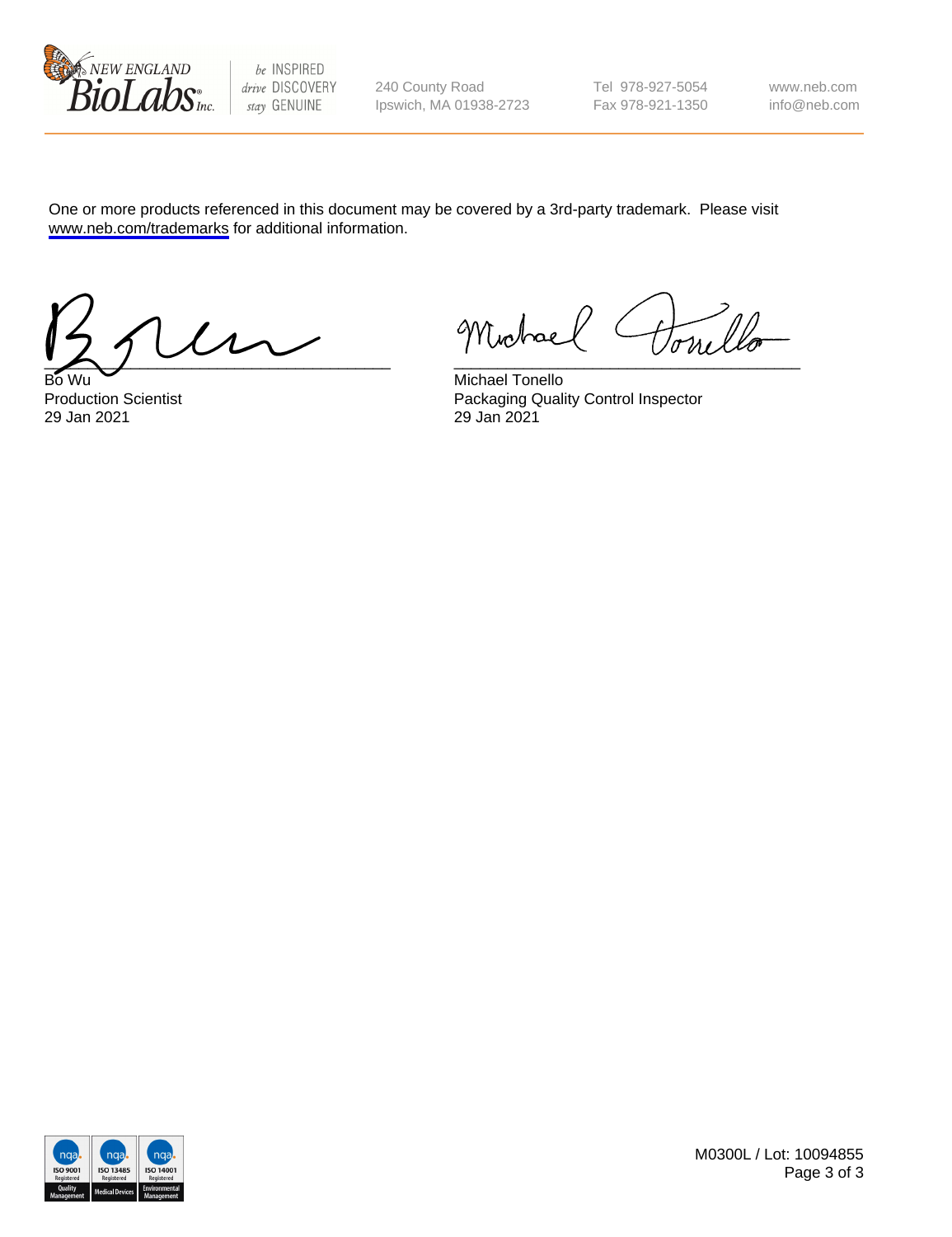One or more products referenced in this document may be covered by a 3rd-party trademark. Please visit www.neb.com/trademarks for additional information.

Bo Wu
Production Scientist
29 Jan 2021

Michael Tonello
Packaging Quality Control Inspector
29 Jan 2021

M0300L / Lot: 10094855